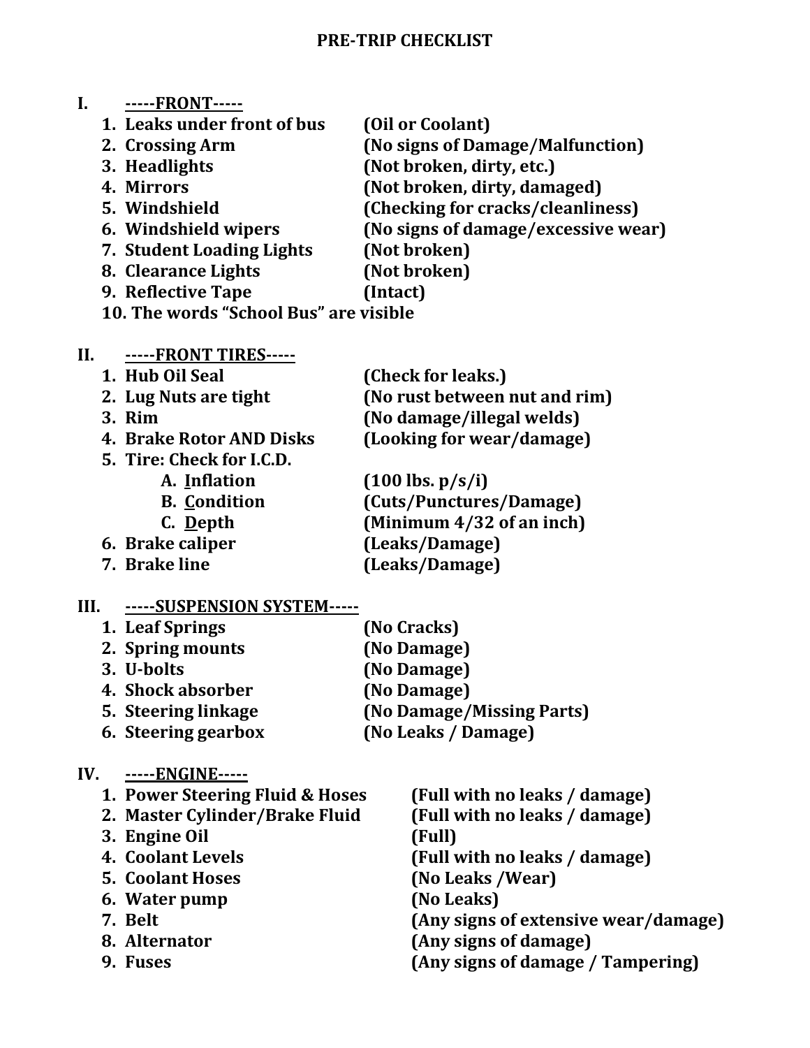# PRE-TRIP CHECKLIST

## I. -----FRONT-----

1. Leaks under front of bus (Oil or Coolant)
2. Crossing Arm (No signs of Damage/Malfunction)
3. Headlights (Not broken, dirty, etc.)
4. Mirrors (Not broken, dirty, damaged)
5. Windshield (Checking for cracks/cleanliness)
6. Windshield wipers (No signs of damage/excessive wear)
7. Student Loading Lights (Not broken)
8. Clearance Lights (Not broken)
9. Reflective Tape (Intact)
10. The words "School Bus" are visible

## II. -----FRONT TIRES-----

1. Hub Oil Seal (Check for leaks.)
2. Lug Nuts are tight (No rust between nut and rim)
3. Rim (No damage/illegal welds)
4. Brake Rotor AND Disks (Looking for wear/damage)
5. Tire: Check for I.C.D.
   - A. Inflation (100 lbs. p/s/i)
   - B. Condition (Cuts/Punctures/Damage)
   - C. Depth (Minimum 4/32 of an inch)
6. Brake caliper (Leaks/Damage)
7. Brake line (Leaks/Damage)

## III. -----SUSPENSION SYSTEM-----

1. Leaf Springs (No Cracks)
2. Spring mounts (No Damage)
3. U-bolts (No Damage)
4. Shock absorber (No Damage)
5. Steering linkage (No Damage/Missing Parts)
6. Steering gearbox (No Leaks / Damage)

## IV. -----ENGINE-----

1. Power Steering Fluid & Hoses (Full with no leaks / damage)
2. Master Cylinder/Brake Fluid (Full with no leaks / damage)
3. Engine Oil (Full)
4. Coolant Levels (Full with no leaks / damage)
5. Coolant Hoses (No Leaks /Wear)
6. Water pump (No Leaks)
7. Belt (Any signs of extensive wear/damage)
8. Alternator (Any signs of damage)
9. Fuses (Any signs of damage / Tampering)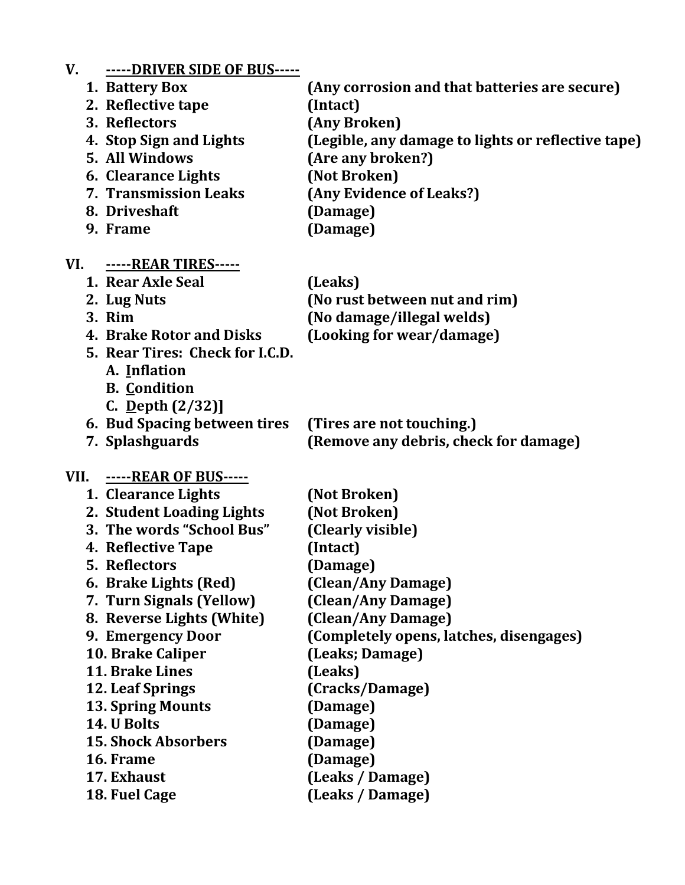## V. -----DRIVER SIDE OF BUS-----

1. **Battery Box** — **(Any corrosion and that batteries are secure)**
2. **Reflective tape** — **(Intact)**
3. **Reflectors** — **(Any Broken)**
4. **Stop Sign and Lights** — **(Legible, any damage to lights or reflective tape)**
5. **All Windows** — **(Are any broken?)**
6. **Clearance Lights** — **(Not Broken)**
7. **Transmission Leaks** — **(Any Evidence of Leaks?)**
8. **Driveshaft** — **(Damage)**
9. **Frame** — **(Damage)**

## VI. -----REAR TIRES-----

1. **Rear Axle Seal** — **(Leaks)**
2. **Lug Nuts** — **(No rust between nut and rim)**
3. **Rim** — **(No damage/illegal welds)**
4. **Brake Rotor and Disks** — **(Looking for wear/damage)**
5. **Rear Tires: Check for I.C.D.**
   - A. **Inflation**
   - B. **Condition**
   - C. **Depth (2/32)]**
6. **Bud Spacing between tires** — **(Tires are not touching.)**
7. **Splashguards** — **(Remove any debris, check for damage)**

## VII. -----REAR OF BUS-----

1. **Clearance Lights** — **(Not Broken)**
2. **Student Loading Lights** — **(Not Broken)**
3. **The words "School Bus"** — **(Clearly visible)**
4. **Reflective Tape** — **(Intact)**
5. **Reflectors** — **(Damage)**
6. **Brake Lights (Red)** — **(Clean/Any Damage)**
7. **Turn Signals (Yellow)** — **(Clean/Any Damage)**
8. **Reverse Lights (White)** — **(Clean/Any Damage)**
9. **Emergency Door** — **(Completely opens, latches, disengages)**
10. **Brake Caliper** — **(Leaks; Damage)**
11. **Brake Lines** — **(Leaks)**
12. **Leaf Springs** — **(Cracks/Damage)**
13. **Spring Mounts** — **(Damage)**
14. **U Bolts** — **(Damage)**
15. **Shock Absorbers** — **(Damage)**
16. **Frame** — **(Damage)**
17. **Exhaust** — **(Leaks / Damage)**
18. **Fuel Cage** — **(Leaks / Damage)**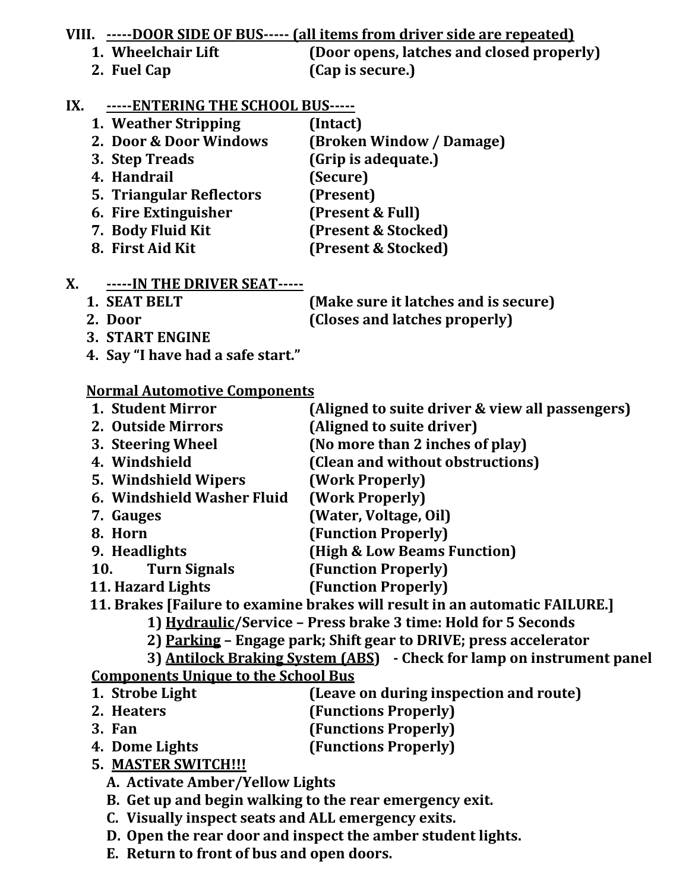**VIII. <u>-----DOOR SIDE OF BUS----- (all items from driver side are repeated)</u>**

1. **Wheelchair Lift** — **(Door opens, latches and closed properly)**
2. **Fuel Cap** — **(Cap is secure.)**

**IX. <u>-----ENTERING THE SCHOOL BUS-----</u>**

1. **Weather Stripping** — **(Intact)**
2. **Door & Door Windows** — **(Broken Window / Damage)**
3. **Step Treads** — **(Grip is adequate.)**
4. **Handrail** — **(Secure)**
5. **Triangular Reflectors** — **(Present)**
6. **Fire Extinguisher** — **(Present & Full)**
7. **Body Fluid Kit** — **(Present & Stocked)**
8. **First Aid Kit** — **(Present & Stocked)**

**X. <u>-----IN THE DRIVER SEAT-----</u>**

1. **SEAT BELT** — **(Make sure it latches and is secure)**
2. **Door** — **(Closes and latches properly)**
3. **START ENGINE**
4. **Say "I have had a safe start."**

**<u>Normal Automotive Components</u>**

1. **Student Mirror** — **(Aligned to suite driver & view all passengers)**
2. **Outside Mirrors** — **(Aligned to suite driver)**
3. **Steering Wheel** — **(No more than 2 inches of play)**
4. **Windshield** — **(Clean and without obstructions)**
5. **Windshield Wipers** — **(Work Properly)**
6. **Windshield Washer Fluid** — **(Work Properly)**
7. **Gauges** — **(Water, Voltage, Oil)**
8. **Horn** — **(Function Properly)**
9. **Headlights** — **(High & Low Beams Function)**
10. **Turn Signals** — **(Function Properly)**
11. **Hazard Lights** — **(Function Properly)**
11. **Brakes [Failure to examine brakes will result in an automatic FAILURE.]**
    1) **<u>Hydraulic</u>/Service – Press brake 3 time: Hold for 5 Seconds**
    2) **<u>Parking</u> – Engage park; Shift gear to DRIVE; press accelerator**
    3) **<u>Antilock Braking System (ABS</u>) - Check for lamp on instrument panel**

**<u>Components Unique to the School Bus</u>**

1. **Strobe Light** — **(Leave on during inspection and route)**
2. **Heaters** — **(Functions Properly)**
3. **Fan** — **(Functions Properly)**
4. **Dome Lights** — **(Functions Properly)**
5. **<u>MASTER SWITCH!!!</u>**
   - A. **Activate Amber/Yellow Lights**
   - B. **Get up and begin walking to the rear emergency exit.**
   - C. **Visually inspect seats and ALL emergency exits.**
   - D. **Open the rear door and inspect the amber student lights.**
   - E. **Return to front of bus and open doors.**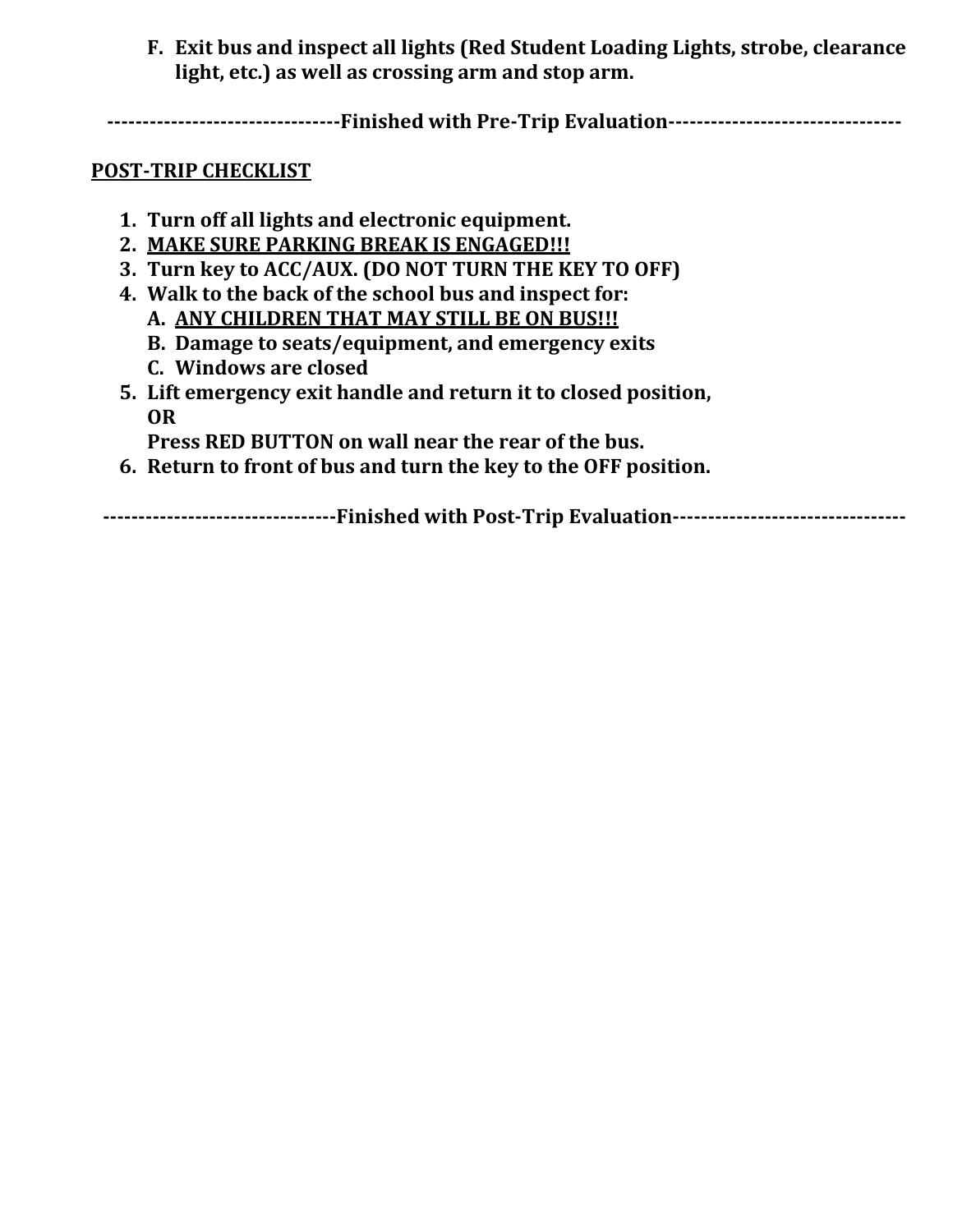F. **Exit bus and inspect all lights (Red Student Loading Lights, strobe, clearance light, etc.) as well as crossing arm and stop arm.**

**--------------------------------Finished with Pre-Trip Evaluation--------------------------------**

## POST-TRIP CHECKLIST

1. **Turn off all lights and electronic equipment.**
2. **<u>MAKE SURE PARKING BREAK IS ENGAGED!!!</u>**
3. **Turn key to ACC/AUX. (DO NOT TURN THE KEY TO OFF)**
4. **Walk to the back of the school bus and inspect for:**
   A. **<u>ANY CHILDREN THAT MAY STILL BE ON BUS!!!</u>**
   B. **Damage to seats/equipment, and emergency exits**
   C. **Windows are closed**
5. **Lift emergency exit handle and return it to closed position,**
   **OR**
   **Press RED BUTTON on wall near the rear of the bus.**
6. **Return to front of bus and turn the key to the OFF position.**

**--------------------------------Finished with Post-Trip Evaluation--------------------------------**